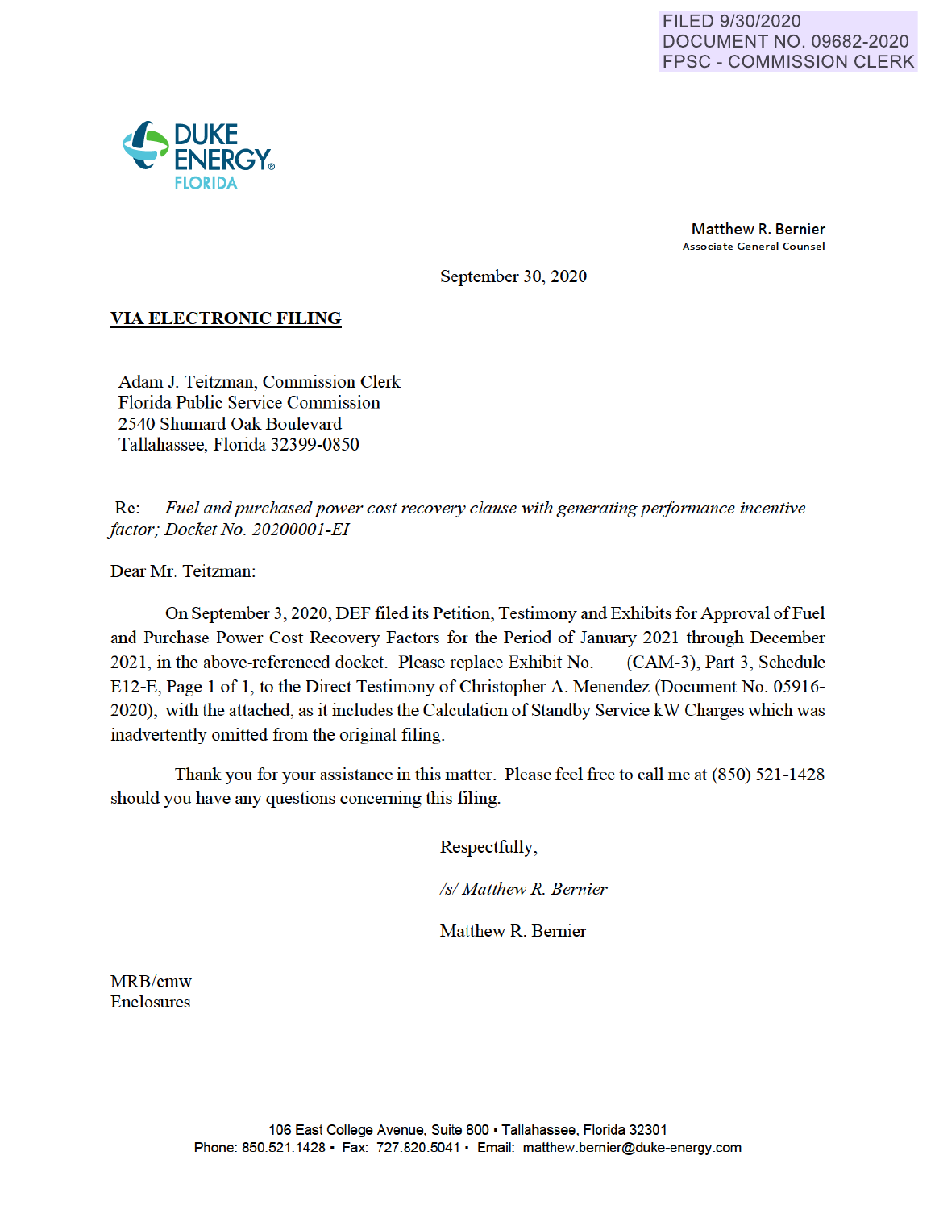FILED 9/30/2020
DOCUMENT NO. 09682-2020
FPSC - COMMISSION CLERK

DUKE ENERGY®
FLORIDA

**Matthew R. Bernier**
Associate General Counsel

September 30, 2020

**VIA ELECTRONIC FILING**

Adam J. Teitzman, Commission Clerk
Florida Public Service Commission
2540 Shumard Oak Boulevard
Tallahassee, Florida 32399-0850

Re: *Fuel and purchased power cost recovery clause with generating performance incentive factor; Docket No. 20200001-EI*

Dear Mr. Teitzman:

On September 3, 2020, DEF filed its Petition, Testimony and Exhibits for Approval of Fuel and Purchase Power Cost Recovery Factors for the Period of January 2021 through December 2021, in the above-referenced docket. Please replace Exhibit No. ___(CAM-3), Part 3, Schedule E12-E, Page 1 of 1, to the Direct Testimony of Christopher A. Menendez (Document No. 05916-2020), with the attached, as it includes the Calculation of Standby Service kW Charges which was inadvertently omitted from the original filing.

Thank you for your assistance in this matter. Please feel free to call me at (850) 521-1428 should you have any questions concerning this filing.

Respectfully,

*/s/ Matthew R. Bernier*

Matthew R. Bernier

MRB/cmw
Enclosures

106 East College Avenue, Suite 800 ▪ Tallahassee, Florida 32301
Phone: 850.521.1428 ▪ Fax: 727.820.5041 ▪ Email: matthew.bernier@duke-energy.com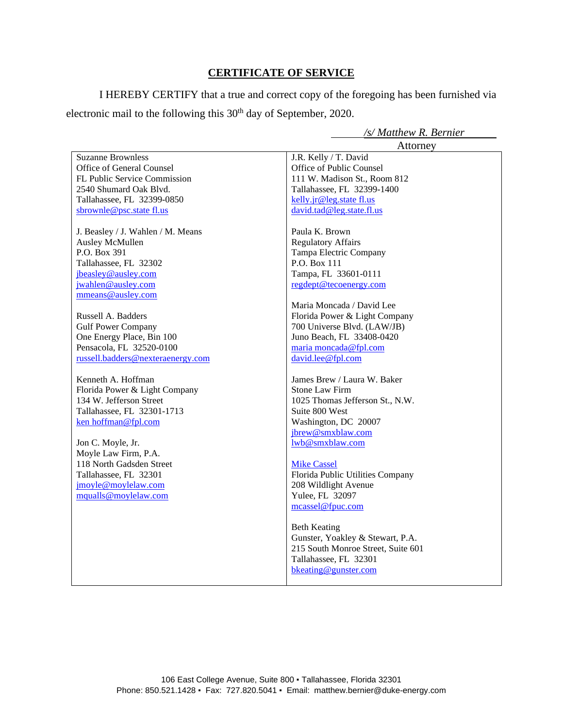## CERTIFICATE OF SERVICE

I HEREBY CERTIFY that a true and correct copy of the foregoing has been furnished via electronic mail to the following this 30th day of September, 2020.

*/s/ Matthew R. Bernier*
Attorney

| | |
|---|---|
| Suzanne Brownless<br>Office of General Counsel<br>FL Public Service Commission<br>2540 Shumard Oak Blvd.<br>Tallahassee, FL 32399-0850<br>sbrownle@psc.state fl.us<br><br>J. Beasley / J. Wahlen / M. Means<br>Ausley McMullen<br>P.O. Box 391<br>Tallahassee, FL 32302<br>jbeasley@ausley.com<br>jwahlen@ausley.com<br>mmeans@ausley.com<br><br>Russell A. Badders<br>Gulf Power Company<br>One Energy Place, Bin 100<br>Pensacola, FL 32520-0100<br>russell.badders@nexteraenergy.com<br><br>Kenneth A. Hoffman<br>Florida Power & Light Company<br>134 W. Jefferson Street<br>Tallahassee, FL 32301-1713<br>ken hoffman@fpl.com<br><br>Jon C. Moyle, Jr.<br>Moyle Law Firm, P.A.<br>118 North Gadsden Street<br>Tallahassee, FL 32301<br>jmoyle@moylelaw.com<br>mqualls@moylelaw.com | J.R. Kelly / T. David<br>Office of Public Counsel<br>111 W. Madison St., Room 812<br>Tallahassee, FL 32399-1400<br>kelly.jr@leg.state fl.us<br>david.tad@leg.state.fl.us<br><br>Paula K. Brown<br>Regulatory Affairs<br>Tampa Electric Company<br>P.O. Box 111<br>Tampa, FL 33601-0111<br>regdept@tecoenergy.com<br><br>Maria Moncada / David Lee<br>Florida Power & Light Company<br>700 Universe Blvd. (LAW/JB)<br>Juno Beach, FL 33408-0420<br>maria moncada@fpl.com<br>david.lee@fpl.com<br><br>James Brew / Laura W. Baker<br>Stone Law Firm<br>1025 Thomas Jefferson St., N.W.<br>Suite 800 West<br>Washington, DC 20007<br>jbrew@smxblaw.com<br>lwb@smxblaw.com<br><br>Mike Cassel<br>Florida Public Utilities Company<br>208 Wildlight Avenue<br>Yulee, FL 32097<br>mcassel@fpuc.com<br><br>Beth Keating<br>Gunster, Yoakley & Stewart, P.A.<br>215 South Monroe Street, Suite 601<br>Tallahassee, FL 32301<br>bkeating@gunster.com |

106 East College Avenue, Suite 800 ▪ Tallahassee, Florida 32301
Phone: 850.521.1428 ▪ Fax: 727.820.5041 ▪ Email: matthew.bernier@duke-energy.com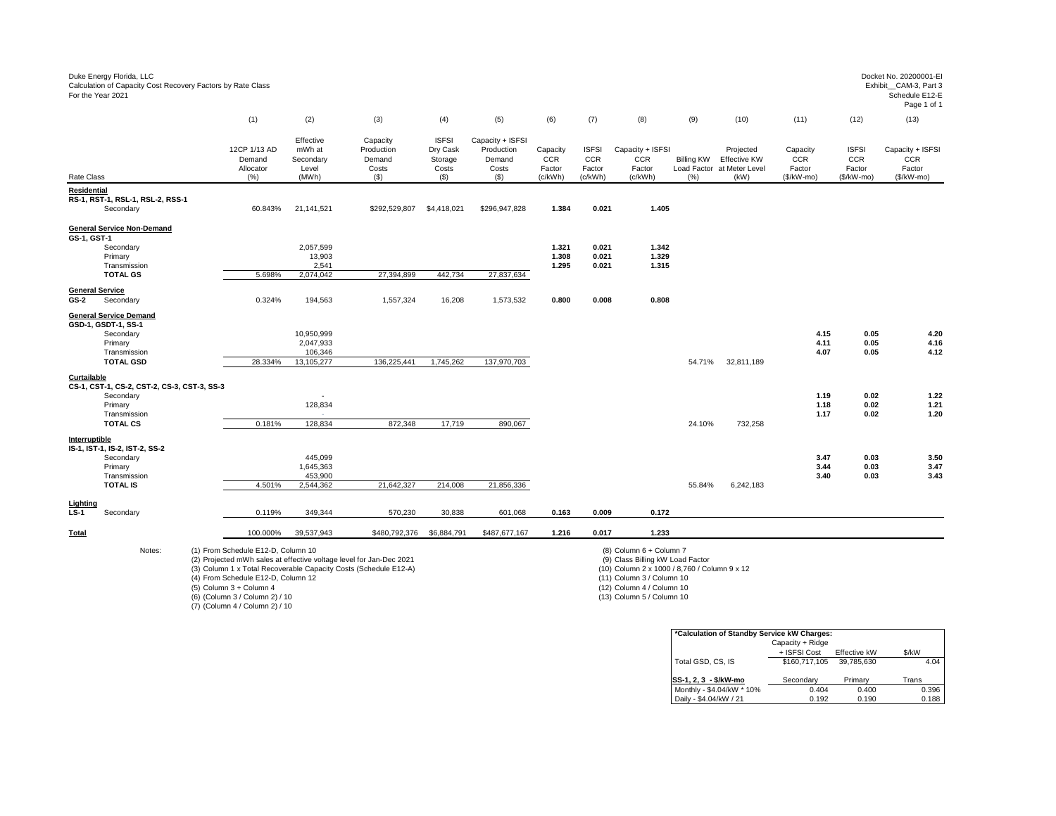Duke Energy Florida, LLC
Calculation of Capacity Cost Recovery Factors by Rate Class
For the Year 2021

Docket No. 20200001-EI
Exhibit__CAM-3, Part 3
Schedule E12-E
Page 1 of 1

| Rate Class | | (1) 12CP 1/13 AD Demand Allocator (%) | (2) Effective mWh at Secondary Level (MWh) | (3) Capacity Production Demand Costs ($) | (4) ISFSI Dry Cask Storage Costs ($) | (5) Capacity + ISFSI Production Demand Costs ($) | (6) Capacity CCR Factor (c/kWh) | (7) ISFSI CCR Factor (c/kWh) | (8) Capacity + ISFSI CCR Factor (c/kWh) | (9) Billing KW Load Factor (%) | (10) Projected Effective KW at Meter Level (kW) | (11) Capacity CCR Factor ($/kW-mo) | (12) ISFSI CCR Factor ($/kW-mo) | (13) Capacity + ISFSI CCR Factor ($/kW-mo) |
|---|---|---|---|---|---|---|---|---|---|---|---|---|---|---|
| **Residential** | | | | | | | | | | | | | | |
| **RS-1, RST-1, RSL-1, RSL-2, RSS-1** | | | | | | | | | | | | | | |
| | Secondary | 60.843% | 21,141,521 | $292,529,807 | $4,418,021 | $296,947,828 | **1.384** | **0.021** | **1.405** | | | | | |
| **General Service Non-Demand** | | | | | | | | | | | | | | |
| **GS-1, GST-1** | | | | | | | | | | | | | | |
| | Secondary | | 2,057,599 | | | | **1.321** | **0.021** | **1.342** | | | | | |
| | Primary | | 13,903 | | | | **1.308** | **0.021** | **1.329** | | | | | |
| | Transmission | | 2,541 | | | | **1.295** | **0.021** | **1.315** | | | | | |
| | **TOTAL GS** | 5.698% | 2,074,042 | 27,394,899 | 442,734 | 27,837,634 | | | | | | | | |
| **General Service** | | | | | | | | | | | | | | |
| **GS-2** | Secondary | 0.324% | 194,563 | 1,557,324 | 16,208 | 1,573,532 | **0.800** | **0.008** | **0.808** | | | | | |
| **General Service Demand** | | | | | | | | | | | | | | |
| **GSD-1, GSDT-1, SS-1** | | | | | | | | | | | | | | |
| | Secondary | | 10,950,999 | | | | | | | | | **4.15** | **0.05** | **4.20** |
| | Primary | | 2,047,933 | | | | | | | | | **4.11** | **0.05** | **4.16** |
| | Transmission | | 106,346 | | | | | | | | | **4.07** | **0.05** | **4.12** |
| | **TOTAL GSD** | 28.334% | 13,105,277 | 136,225,441 | 1,745,262 | 137,970,703 | | | | 54.71% | 32,811,189 | | | |
| **Curtailable** | | | | | | | | | | | | | | |
| **CS-1, CST-1, CS-2, CST-2, CS-3, CST-3, SS-3** | | | | | | | | | | | | | | |
| | Secondary | | - | | | | | | | | | **1.19** | **0.02** | **1.22** |
| | Primary | | 128,834 | | | | | | | | | **1.18** | **0.02** | **1.21** |
| | Transmission | | - | | | | | | | | | **1.17** | **0.02** | **1.20** |
| | **TOTAL CS** | 0.181% | 128,834 | 872,348 | 17,719 | 890,067 | | | | 24.10% | 732,258 | | | |
| **Interruptible** | | | | | | | | | | | | | | |
| **IS-1, IST-1, IS-2, IST-2, SS-2** | | | | | | | | | | | | | | |
| | Secondary | | 445,099 | | | | | | | | | **3.47** | **0.03** | **3.50** |
| | Primary | | 1,645,363 | | | | | | | | | **3.44** | **0.03** | **3.47** |
| | Transmission | | 453,900 | | | | | | | | | **3.40** | **0.03** | **3.43** |
| | **TOTAL IS** | 4.501% | 2,544,362 | 21,642,327 | 214,008 | 21,856,336 | | | | 55.84% | 6,242,183 | | | |
| **Lighting** | | | | | | | | | | | | | | |
| **LS-1** | Secondary | 0.119% | 349,344 | 570,230 | 30,838 | 601,068 | **0.163** | **0.009** | **0.172** | | | | | |
| **Total** | | 100.000% | 39,537,943 | $480,792,376 | $6,884,791 | $487,677,167 | **1.216** | **0.017** | **1.233** | | | | | |

Notes:
(1) From Schedule E12-D, Column 10
(2) Projected mWh sales at effective voltage level for Jan-Dec 2021
(3) Column 1 x Total Recoverable Capacity Costs (Schedule E12-A)
(4) From Schedule E12-D, Column 12
(5) Column 3 + Column 4
(6) (Column 3 / Column 2) / 10
(7) (Column 4 / Column 2) / 10
(8) Column 6 + Column 7
(9) Class Billing kW Load Factor
(10) Column 2 x 1000 / 8,760 / Column 9 x 12
(11) Column 3 / Column 10
(12) Column 4 / Column 10
(13) Column 5 / Column 10

| *Calculation of Standby Service kW Charges: | Capacity + Ridge + ISFSI Cost | Effective kW | $/kW |
|---|---|---|---|
| Total GSD, CS, IS | $160,717,105 | 39,785,630 | 4.04 |
| **SS-1, 2, 3 - $/kW-mo** | Secondary | Primary | Trans |
| Monthly - $4.04/kW * 10% | 0.404 | 0.400 | 0.396 |
| Daily - $4.04/kW / 21 | 0.192 | 0.190 | 0.188 |